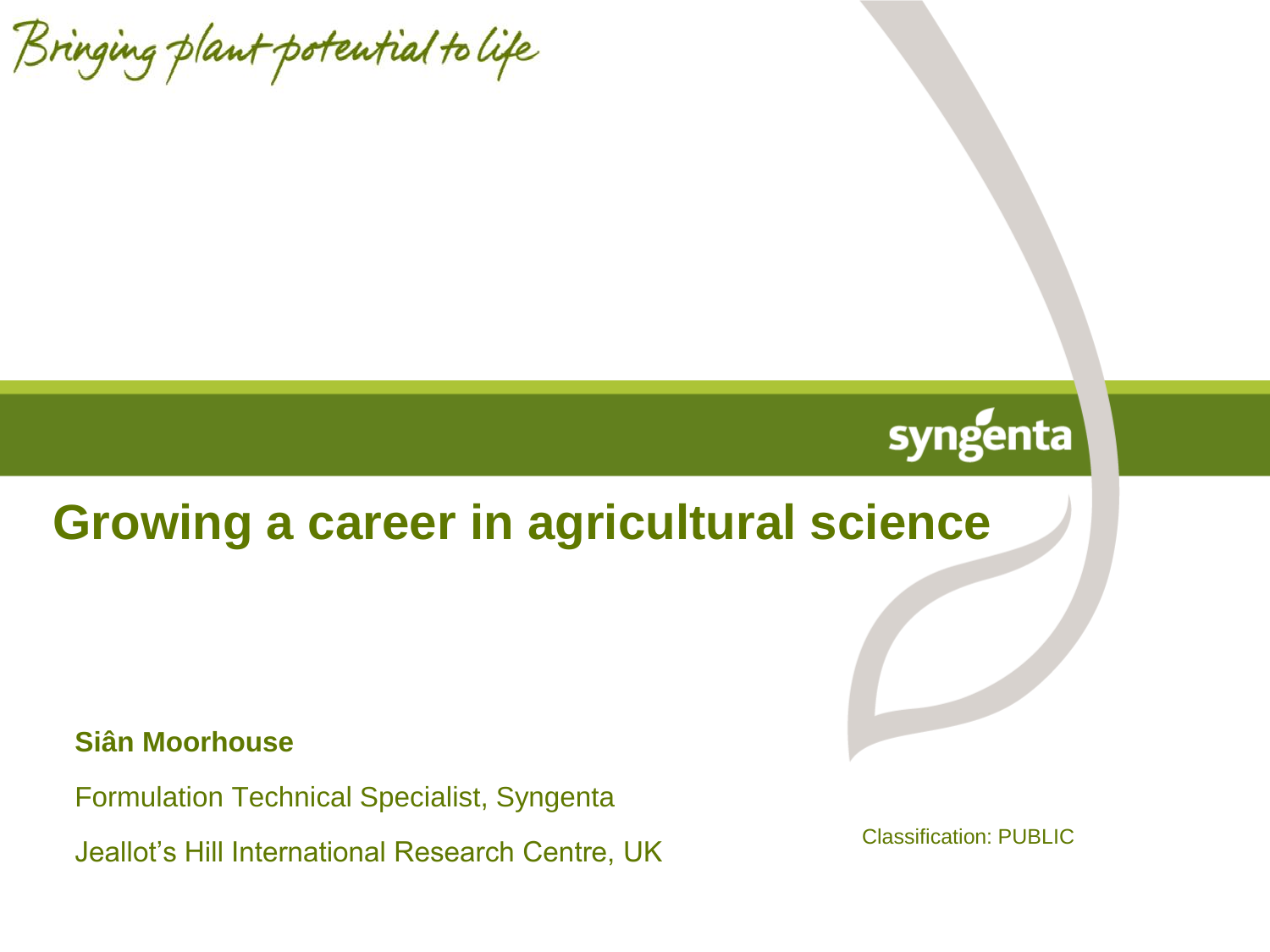Bringing plant potential to life

syngenta

# Growing a career in agricultural science

**Siân Moorhouse**

Formulation Technical Specialist, Syngenta

Jeallot's Hill International Research Centre, UK

Classification: PUBLIC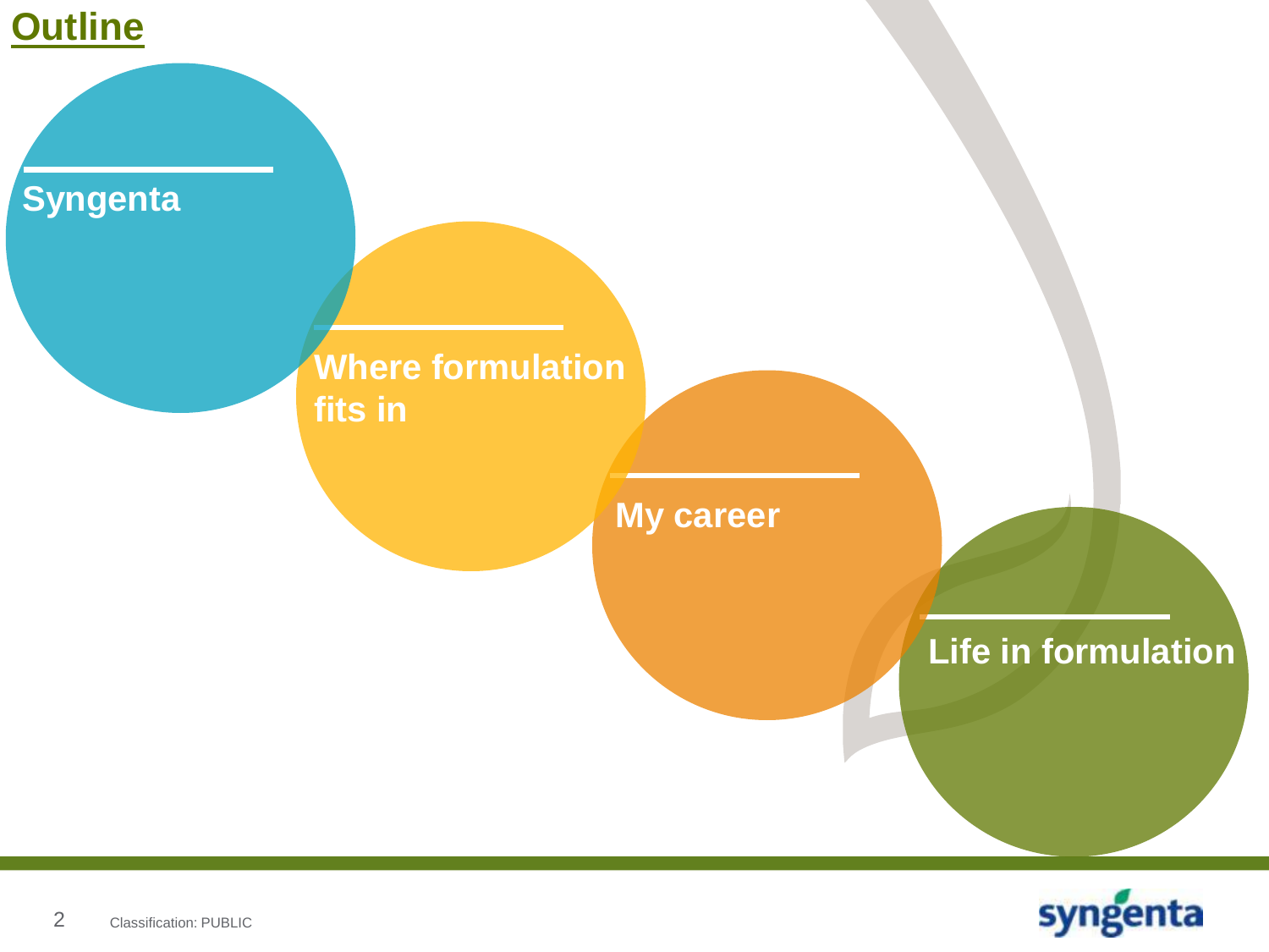# Outline

- Syngenta
- Where formulation fits in
- My career
- Life in formulation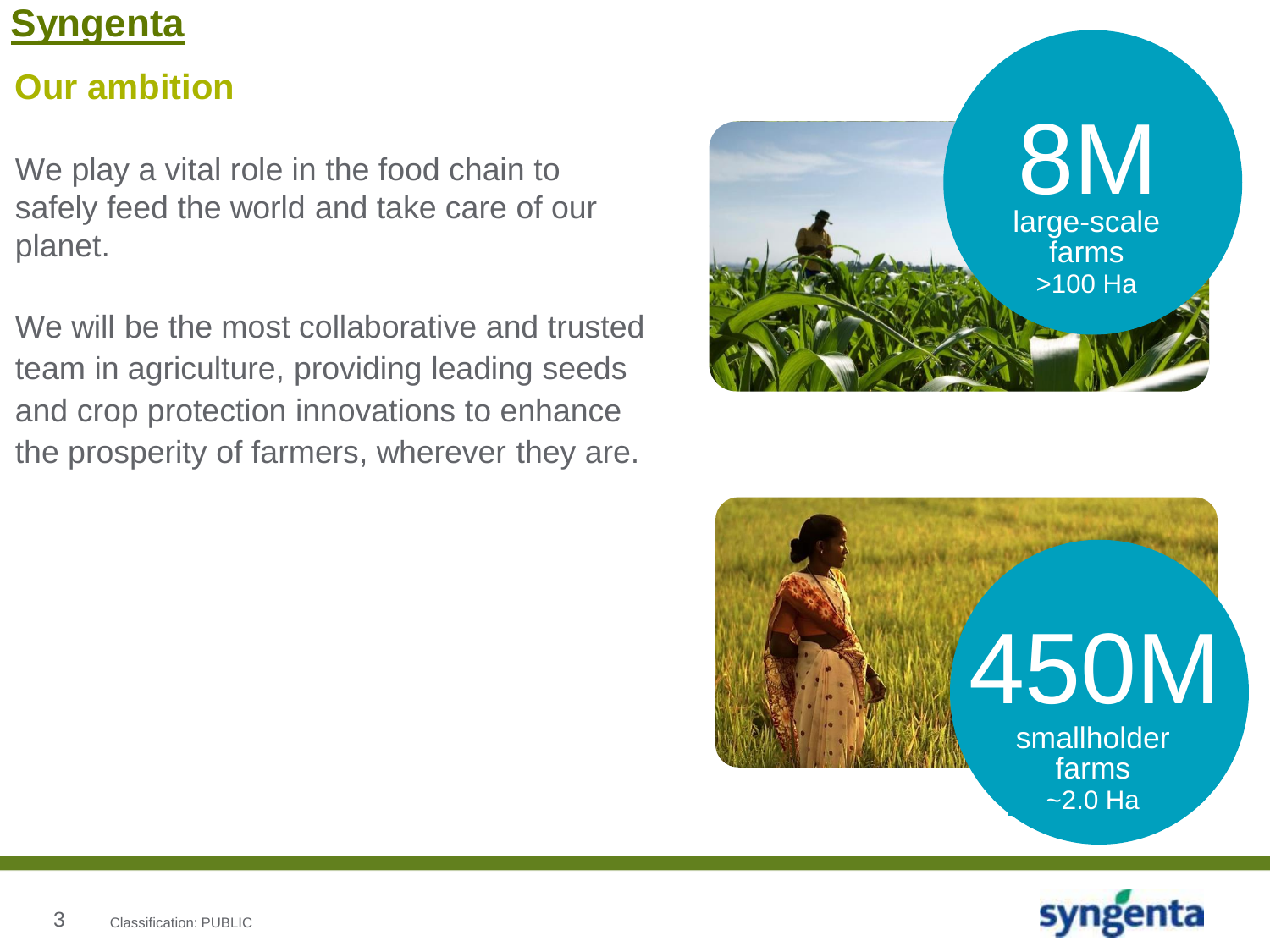# Syngenta

## Our ambition

We play a vital role in the food chain to safely feed the world and take care of our planet.

We will be the most collaborative and trusted team in agriculture, providing leading seeds and crop protection innovations to enhance the prosperity of farmers, wherever they are.

8M large-scale farms >100 Ha

450M smallholder farms ~2.0 Ha

Classification: PUBLIC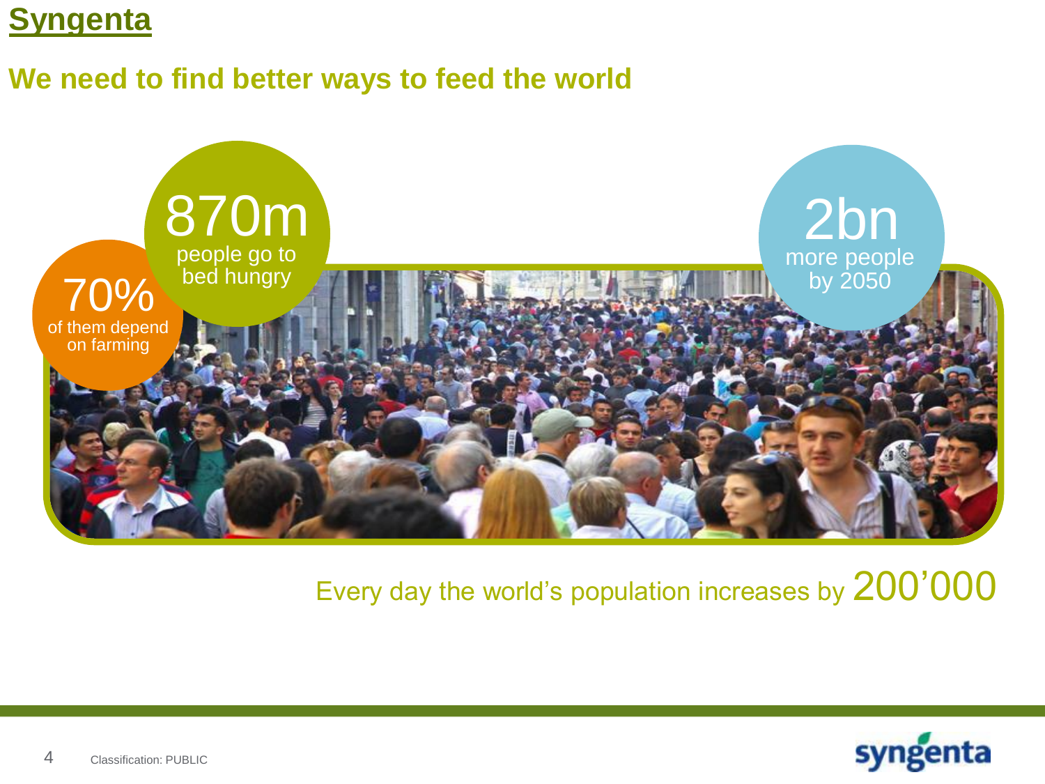# Syngenta

## We need to find better ways to feed the world

**870m**
people go to bed hungry

**70%**
of them depend on farming

**2bn**
more people by 2050

Every day the world's population increases by **200'000**

Classification: PUBLIC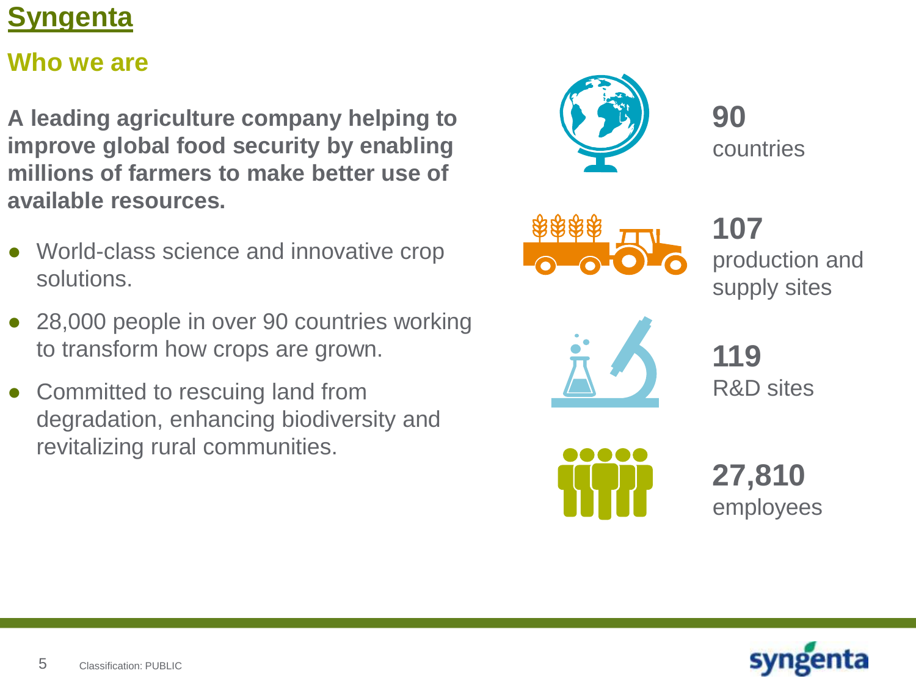# Syngenta

## Who we are

**A leading agriculture company helping to improve global food security by enabling millions of farmers to make better use of available resources.**

- World-class science and innovative crop solutions.
- 28,000 people in over 90 countries working to transform how crops are grown.
- Committed to rescuing land from degradation, enhancing biodiversity and revitalizing rural communities.

**90**
countries

**107**
production and supply sites

**119**
R&D sites

**27,810**
employees

Classification: PUBLIC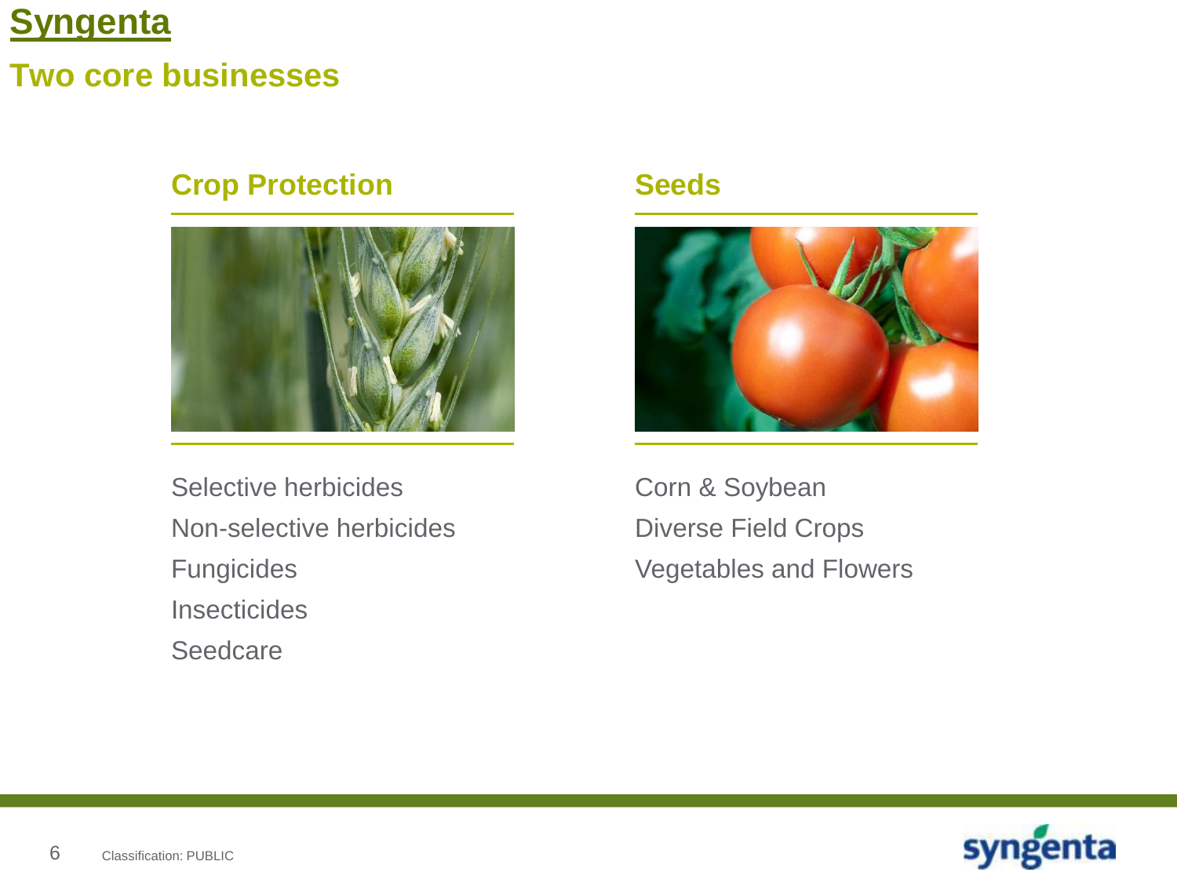# Syngenta

## Two core businesses

### Crop Protection

Selective herbicides

Non-selective herbicides

Fungicides

Insecticides

Seedcare

### Seeds

Corn & Soybean

Diverse Field Crops

Vegetables and Flowers

Classification: PUBLIC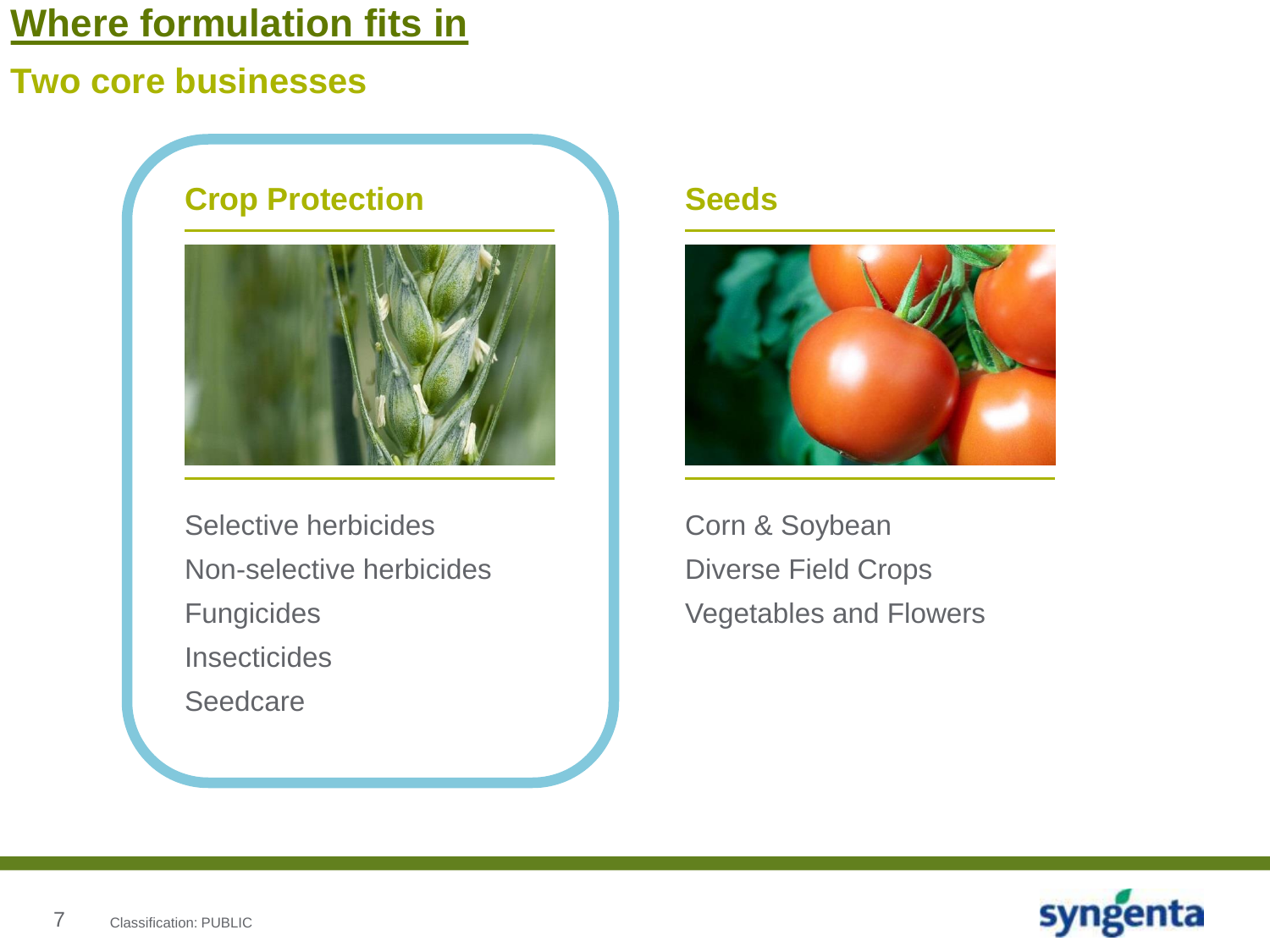# Where formulation fits in

## Two core businesses

### Crop Protection

- Selective herbicides
- Non-selective herbicides
- Fungicides
- Insecticides
- Seedcare

### Seeds

- Corn & Soybean
- Diverse Field Crops
- Vegetables and Flowers

Classification: PUBLIC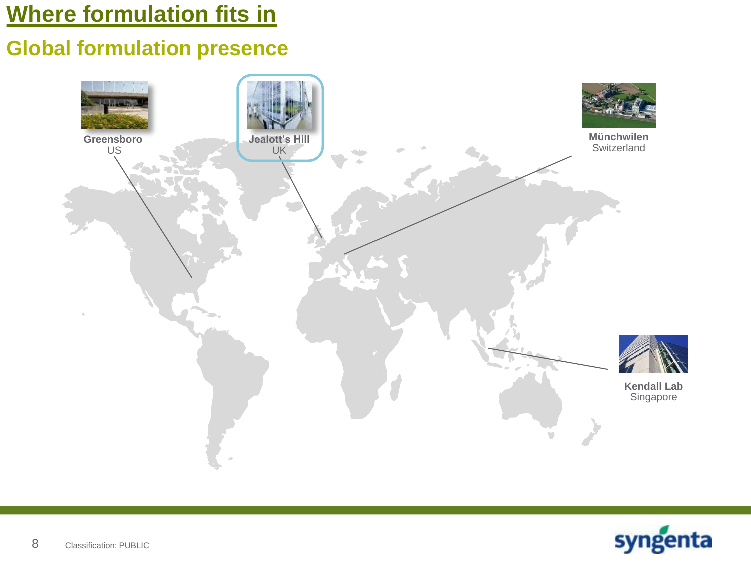# Where formulation fits in

## Global formulation presence

**Greensboro**
US

**Jealott's Hill**
UK

**Münchwilen**
Switzerland

**Kendall Lab**
Singapore

Classification: PUBLIC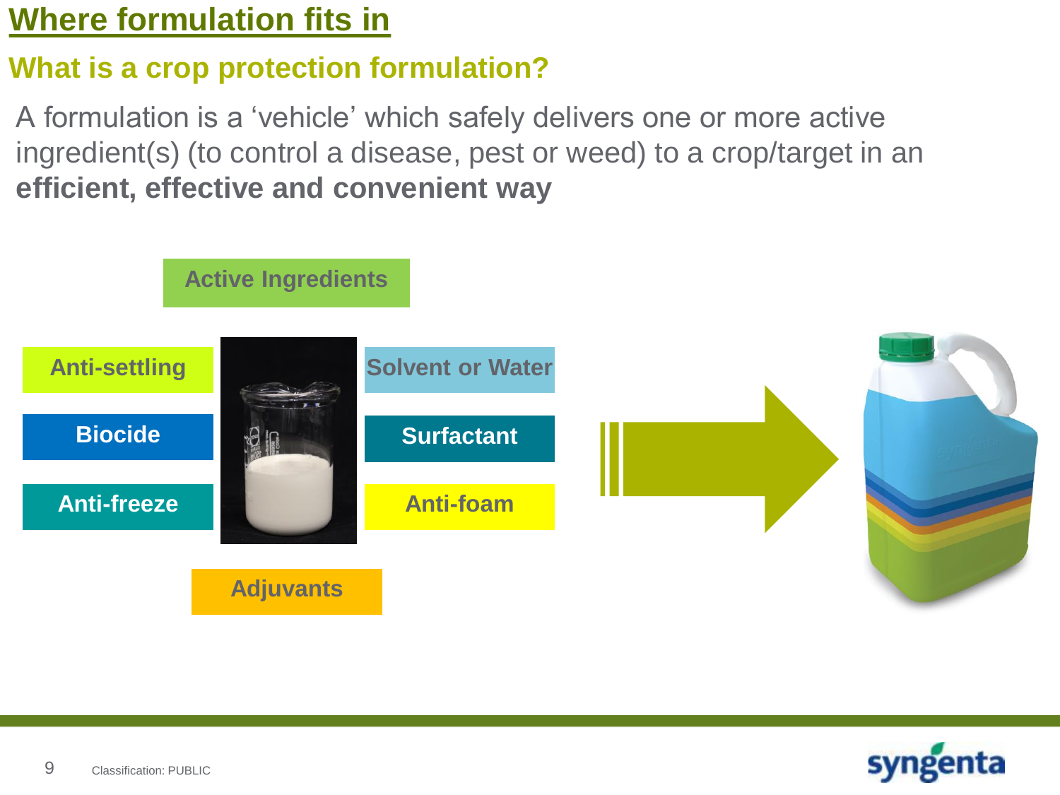# Where formulation fits in

## What is a crop protection formulation?

A formulation is a ‘vehicle’ which safely delivers one or more active ingredient(s) (to control a disease, pest or weed) to a crop/target in an **efficient, effective and convenient way**

- Active Ingredients
- Anti-settling
- Biocide
- Anti-freeze
- Solvent or Water
- Surfactant
- Anti-foam
- Adjuvants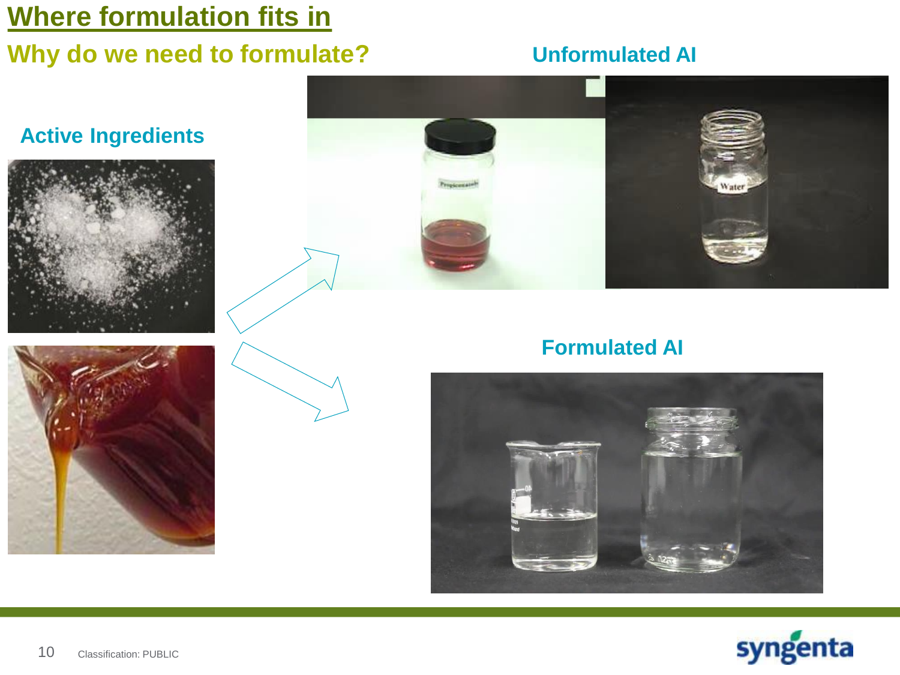# Where formulation fits in

## Why do we need to formulate?

### Active Ingredients

### Unformulated AI

### Formulated AI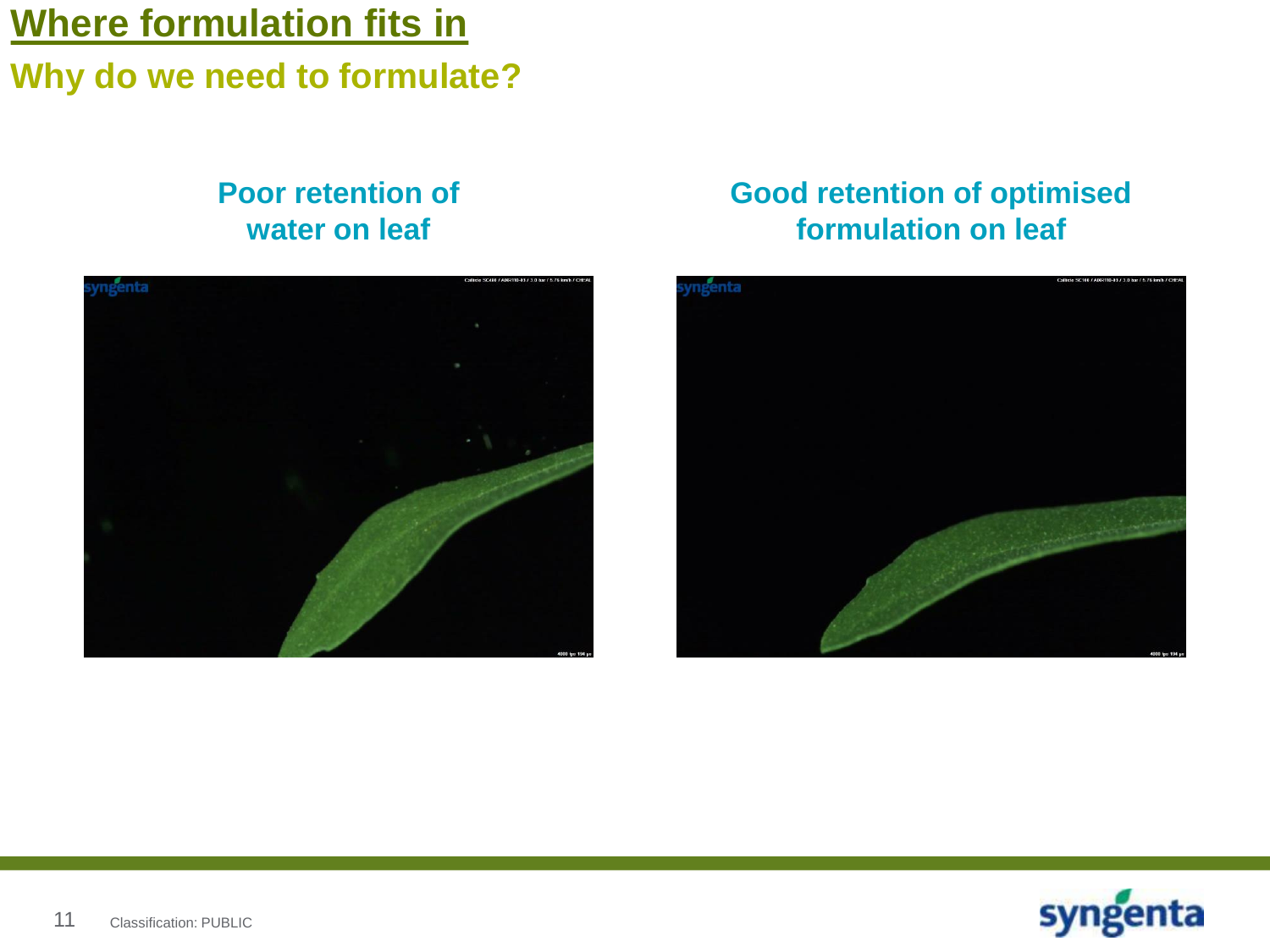# Where formulation fits in

## Why do we need to formulate?

**Poor retention of water on leaf**

**Good retention of optimised formulation on leaf**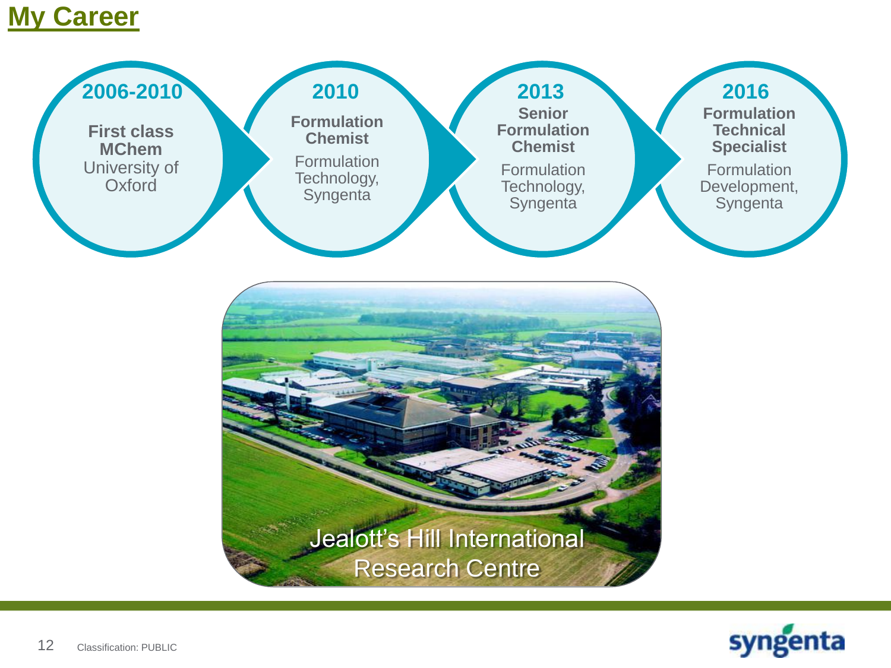# My Career

**2006-2010**

**First class MChem**
University of Oxford

**2010**

**Formulation Chemist**
Formulation Technology, Syngenta

**2013**

**Senior Formulation Chemist**
Formulation Technology, Syngenta

**2016**

**Formulation Technical Specialist**
Formulation Development, Syngenta

Jealott's Hill International Research Centre

Classification: PUBLIC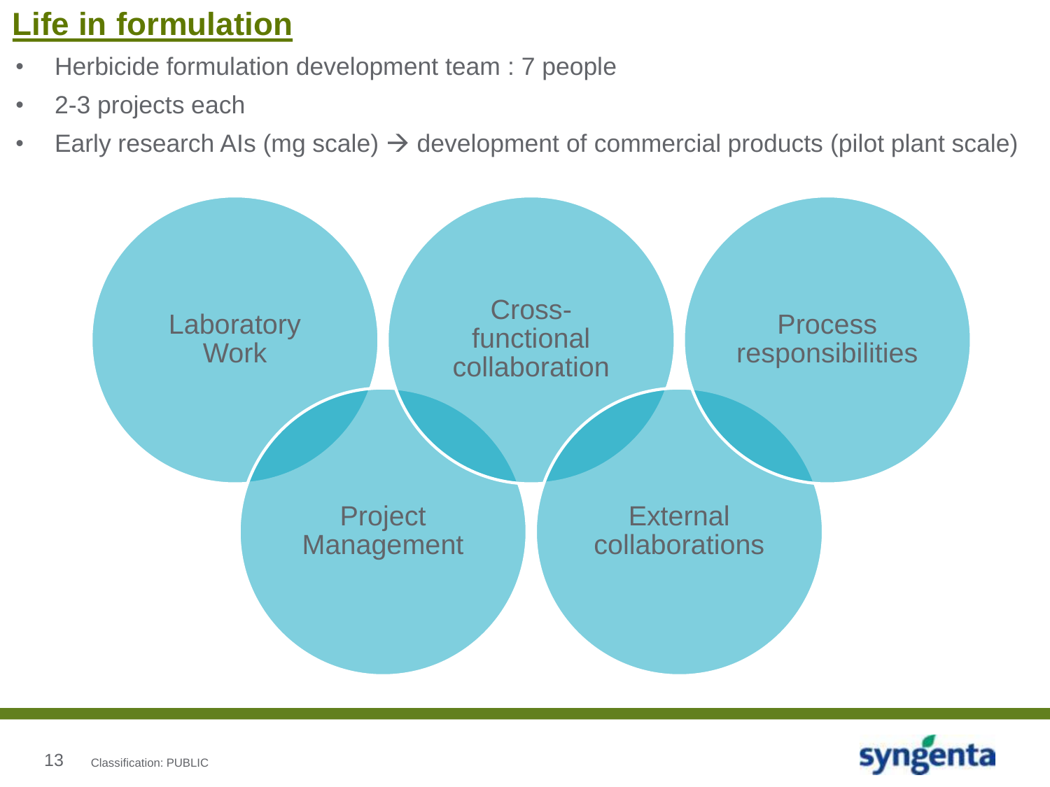# Life in formulation

- Herbicide formulation development team : 7 people
- 2-3 projects each
- Early research AIs (mg scale) → development of commercial products (pilot plant scale)

Laboratory Work

Cross-functional collaboration

Process responsibilities

Project Management

External collaborations

Classification: PUBLIC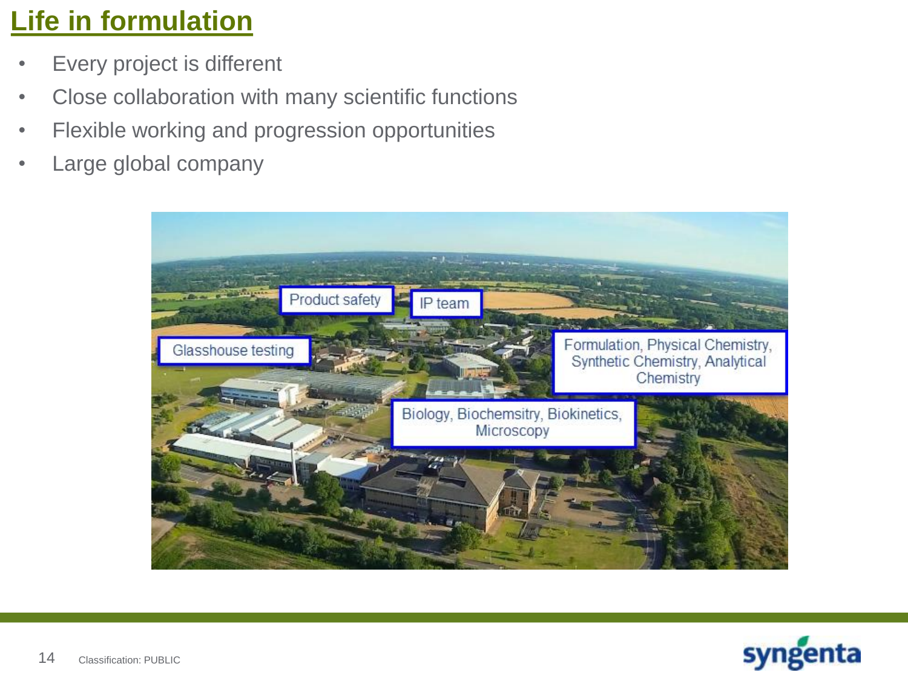# Life in formulation

- Every project is different
- Close collaboration with many scientific functions
- Flexible working and progression opportunities
- Large global company

Product safety

IP team

Glasshouse testing

Formulation, Physical Chemistry, Synthetic Chemistry, Analytical Chemistry

Biology, Biochemsitry, Biokinetics, Microscopy

Classification: PUBLIC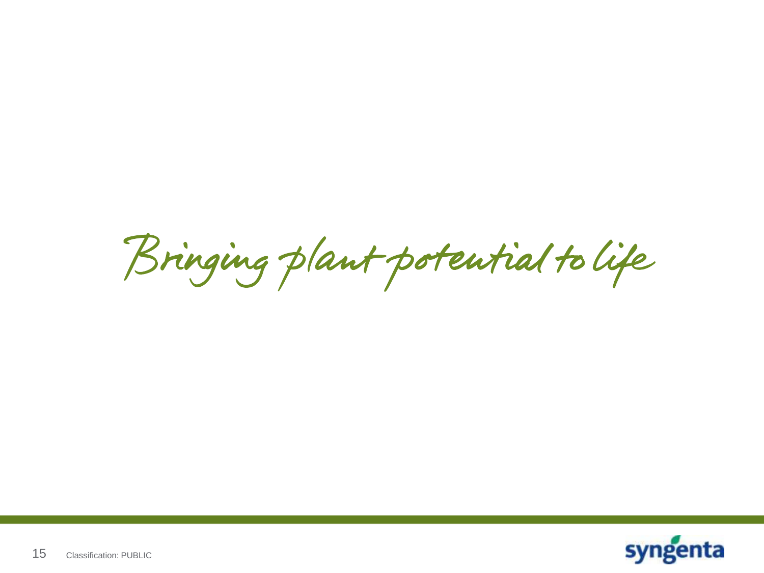*Bringing plant potential to life*

Classification: PUBLIC

syngenta